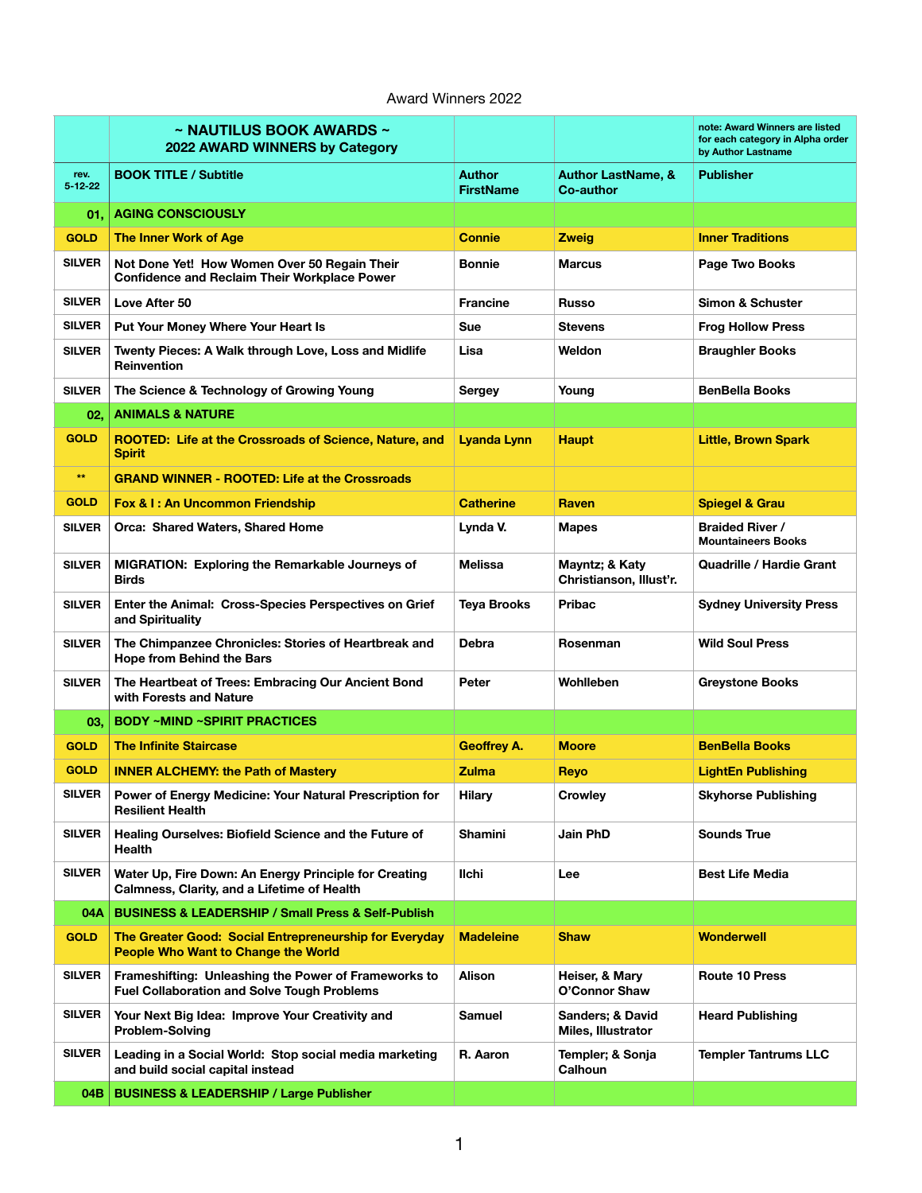Award Winners 2022

| | ~ NAUTILUS BOOK AWARDS ~ 2022 AWARD WINNERS by Category | | | note: Award Winners are listed for each category in Alpha order by Author Lastname |
|---|---|---|---|---|
| rev. 5-12-22 | BOOK TITLE / Subtitle | Author FirstName | Author LastName, & Co-author | Publisher |
| 01, | AGING CONSCIOUSLY | | | |
| GOLD | The Inner Work of Age | Connie | Zweig | Inner Traditions |
| SILVER | Not Done Yet! How Women Over 50 Regain Their Confidence and Reclaim Their Workplace Power | Bonnie | Marcus | Page Two Books |
| SILVER | Love After 50 | Francine | Russo | Simon & Schuster |
| SILVER | Put Your Money Where Your Heart Is | Sue | Stevens | Frog Hollow Press |
| SILVER | Twenty Pieces: A Walk through Love, Loss and Midlife Reinvention | Lisa | Weldon | Braughler Books |
| SILVER | The Science & Technology of Growing Young | Sergey | Young | BenBella Books |
| 02, | ANIMALS & NATURE | | | |
| GOLD | ROOTED: Life at the Crossroads of Science, Nature, and Spirit | Lyanda Lynn | Haupt | Little, Brown Spark |
| ** | GRAND WINNER - ROOTED: Life at the Crossroads | | | |
| GOLD | Fox & I : An Uncommon Friendship | Catherine | Raven | Spiegel & Grau |
| SILVER | Orca: Shared Waters, Shared Home | Lynda V. | Mapes | Braided River / Mountaineers Books |
| SILVER | MIGRATION: Exploring the Remarkable Journeys of Birds | Melissa | Mayntz; & Katy Christianson, Illust'r. | Quadrille / Hardie Grant |
| SILVER | Enter the Animal: Cross-Species Perspectives on Grief and Spirituality | Teya Brooks | Pribac | Sydney University Press |
| SILVER | The Chimpanzee Chronicles: Stories of Heartbreak and Hope from Behind the Bars | Debra | Rosenman | Wild Soul Press |
| SILVER | The Heartbeat of Trees: Embracing Our Ancient Bond with Forests and Nature | Peter | Wohlleben | Greystone Books |
| 03, | BODY ~MIND ~SPIRIT PRACTICES | | | |
| GOLD | The Infinite Staircase | Geoffrey A. | Moore | BenBella Books |
| GOLD | INNER ALCHEMY: the Path of Mastery | Zulma | Reyo | LightEn Publishing |
| SILVER | Power of Energy Medicine: Your Natural Prescription for Resilient Health | Hilary | Crowley | Skyhorse Publishing |
| SILVER | Healing Ourselves: Biofield Science and the Future of Health | Shamini | Jain PhD | Sounds True |
| SILVER | Water Up, Fire Down: An Energy Principle for Creating Calmness, Clarity, and a Lifetime of Health | Ilchi | Lee | Best Life Media |
| 04A | BUSINESS & LEADERSHIP / Small Press & Self-Publish | | | |
| GOLD | The Greater Good: Social Entrepreneurship for Everyday People Who Want to Change the World | Madeleine | Shaw | Wonderwell |
| SILVER | Frameshifting: Unleashing the Power of Frameworks to Fuel Collaboration and Solve Tough Problems | Alison | Heiser, & Mary O'Connor Shaw | Route 10 Press |
| SILVER | Your Next Big Idea: Improve Your Creativity and Problem-Solving | Samuel | Sanders; & David Miles, Illustrator | Heard Publishing |
| SILVER | Leading in a Social World: Stop social media marketing and build social capital instead | R. Aaron | Templer; & Sonja Calhoun | Templer Tantrums LLC |
| 04B | BUSINESS & LEADERSHIP / Large Publisher | | | |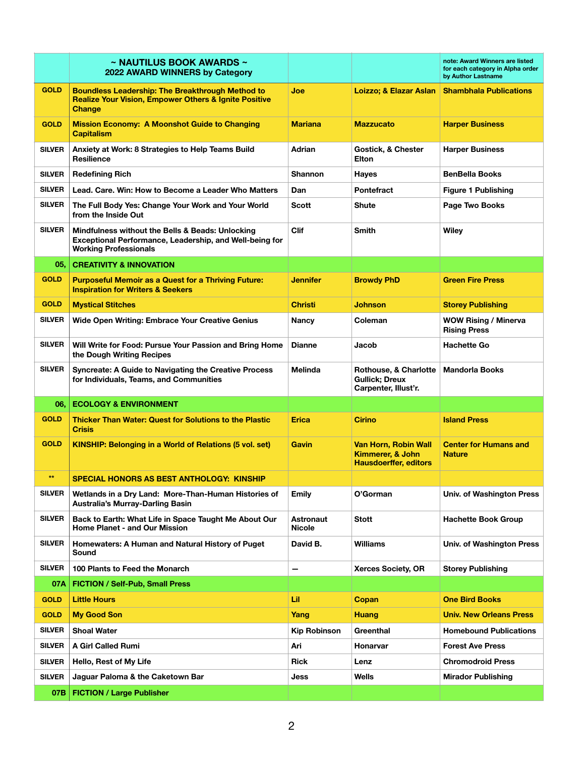| | ~ NAUTILUS BOOK AWARDS ~ 2022 AWARD WINNERS by Category | | | note: Award Winners are listed for each category in Alpha order by Author Lastname |
|---|---|---|---|---|
| GOLD | Boundless Leadership: The Breakthrough Method to Realize Your Vision, Empower Others & Ignite Positive Change | Joe | Loizzo; & Elazar Aslan | Shambhala Publications |
| GOLD | Mission Economy: A Moonshot Guide to Changing Capitalism | Mariana | Mazzucato | Harper Business |
| SILVER | Anxiety at Work: 8 Strategies to Help Teams Build Resilience | Adrian | Gostick, & Chester Elton | Harper Business |
| SILVER | Redefining Rich | Shannon | Hayes | BenBella Books |
| SILVER | Lead. Care. Win: How to Become a Leader Who Matters | Dan | Pontefract | Figure 1 Publishing |
| SILVER | The Full Body Yes: Change Your Work and Your World from the Inside Out | Scott | Shute | Page Two Books |
| SILVER | Mindfulness without the Bells & Beads: Unlocking Exceptional Performance, Leadership, and Well-being for Working Professionals | Clif | Smith | Wiley |
| 05, | CREATIVITY & INNOVATION | | | |
| GOLD | Purposeful Memoir as a Quest for a Thriving Future: Inspiration for Writers & Seekers | Jennifer | Browdy PhD | Green Fire Press |
| GOLD | Mystical Stitches | Christi | Johnson | Storey Publishing |
| SILVER | Wide Open Writing: Embrace Your Creative Genius | Nancy | Coleman | WOW Rising / Minerva Rising Press |
| SILVER | Will Write for Food: Pursue Your Passion and Bring Home the Dough Writing Recipes | Dianne | Jacob | Hachette Go |
| SILVER | Syncreate: A Guide to Navigating the Creative Process for Individuals, Teams, and Communities | Melinda | Rothouse, & Charlotte Gullick; Dreux Carpenter, Illust'r. | Mandorla Books |
| 06, | ECOLOGY & ENVIRONMENT | | | |
| GOLD | Thicker Than Water: Quest for Solutions to the Plastic Crisis | Erica | Cirino | Island Press |
| GOLD | KINSHIP: Belonging in a World of Relations (5 vol. set) | Gavin | Van Horn, Robin Wall Kimmerer, & John Hausdoerffer, editors | Center for Humans and Nature |
| ** | SPECIAL HONORS AS BEST ANTHOLOGY: KINSHIP | | | |
| SILVER | Wetlands in a Dry Land: More-Than-Human Histories of Australia's Murray-Darling Basin | Emily | O'Gorman | Univ. of Washington Press |
| SILVER | Back to Earth: What Life in Space Taught Me About Our Home Planet - and Our Mission | Astronaut Nicole | Stott | Hachette Book Group |
| SILVER | Homewaters: A Human and Natural History of Puget Sound | David B. | Williams | Univ. of Washington Press |
| SILVER | 100 Plants to Feed the Monarch | — | Xerces Society, OR | Storey Publishing |
| 07A | FICTION / Self-Pub, Small Press | | | |
| GOLD | Little Hours | Lil | Copan | One Bird Books |
| GOLD | My Good Son | Yang | Huang | Univ. New Orleans Press |
| SILVER | Shoal Water | Kip Robinson | Greenthal | Homebound Publications |
| SILVER | A Girl Called Rumi | Ari | Honarvar | Forest Ave Press |
| SILVER | Hello, Rest of My Life | Rick | Lenz | Chromodroid Press |
| SILVER | Jaguar Paloma & the Caketown Bar | Jess | Wells | Mirador Publishing |
| 07B | FICTION / Large Publisher | | | |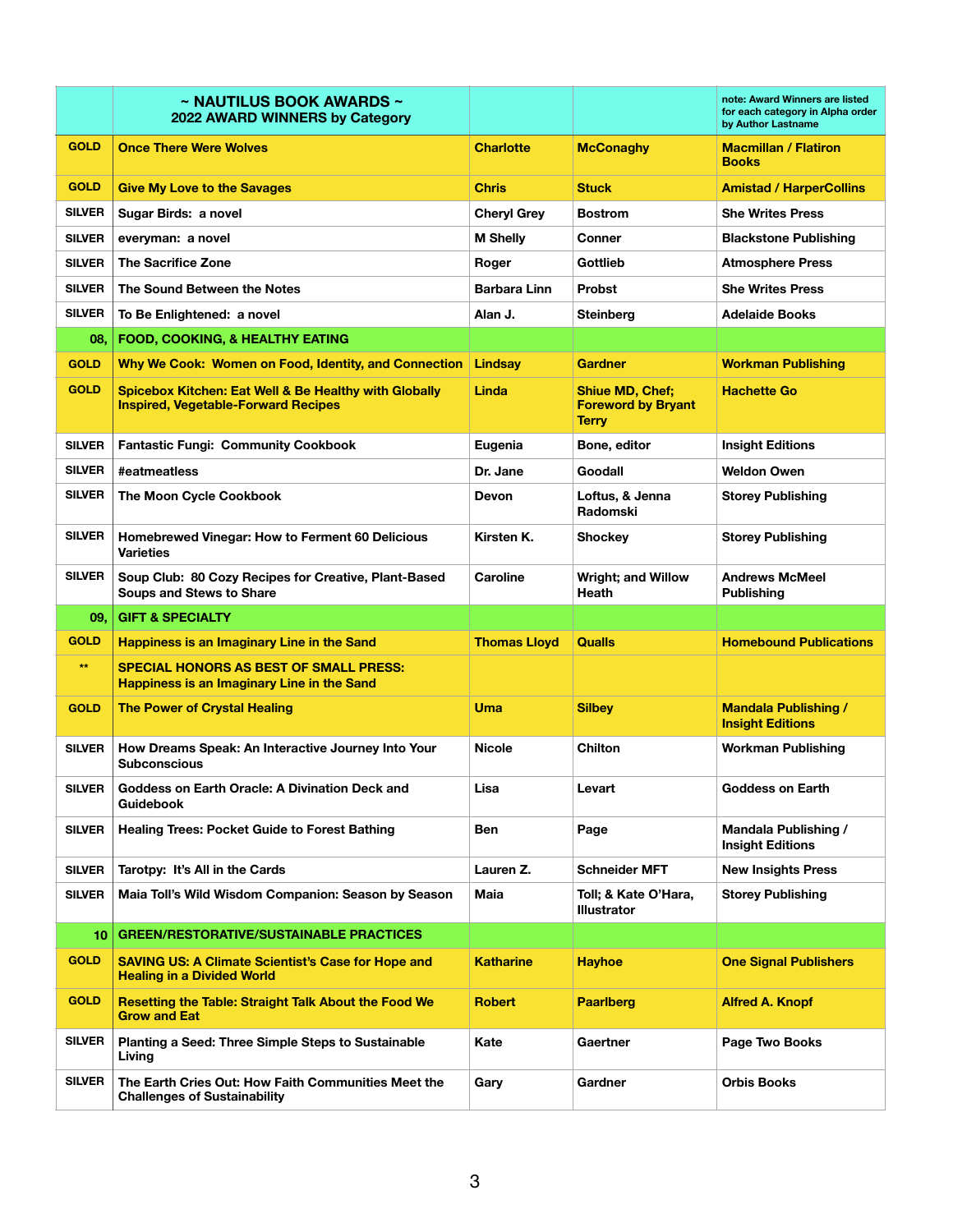| | ~ NAUTILUS BOOK AWARDS ~ 2022 AWARD WINNERS by Category | | | note: Award Winners are listed for each category in Alpha order by Author Lastname |
|---|---|---|---|---|
| GOLD | Once There Were Wolves | Charlotte | McConaghy | Macmillan / Flatiron Books |
| GOLD | Give My Love to the Savages | Chris | Stuck | Amistad / HarperCollins |
| SILVER | Sugar Birds: a novel | Cheryl Grey | Bostrom | She Writes Press |
| SILVER | everyman: a novel | M Shelly | Conner | Blackstone Publishing |
| SILVER | The Sacrifice Zone | Roger | Gottlieb | Atmosphere Press |
| SILVER | The Sound Between the Notes | Barbara Linn | Probst | She Writes Press |
| SILVER | To Be Enlightened: a novel | Alan J. | Steinberg | Adelaide Books |
| 08, | FOOD, COOKING, & HEALTHY EATING | | | |
| GOLD | Why We Cook: Women on Food, Identity, and Connection | Lindsay | Gardner | Workman Publishing |
| GOLD | Spicebox Kitchen: Eat Well & Be Healthy with Globally Inspired, Vegetable-Forward Recipes | Linda | Shiue MD, Chef; Foreword by Bryant Terry | Hachette Go |
| SILVER | Fantastic Fungi: Community Cookbook | Eugenia | Bone, editor | Insight Editions |
| SILVER | #eatmeatless | Dr. Jane | Goodall | Weldon Owen |
| SILVER | The Moon Cycle Cookbook | Devon | Loftus, & Jenna Radomski | Storey Publishing |
| SILVER | Homebrewed Vinegar: How to Ferment 60 Delicious Varieties | Kirsten K. | Shockey | Storey Publishing |
| SILVER | Soup Club: 80 Cozy Recipes for Creative, Plant-Based Soups and Stews to Share | Caroline | Wright; and Willow Heath | Andrews McMeel Publishing |
| 09, | GIFT & SPECIALTY | | | |
| GOLD | Happiness is an Imaginary Line in the Sand | Thomas Lloyd | Qualls | Homebound Publications |
| ** | SPECIAL HONORS AS BEST OF SMALL PRESS: Happiness is an Imaginary Line in the Sand | | | |
| GOLD | The Power of Crystal Healing | Uma | Silbey | Mandala Publishing / Insight Editions |
| SILVER | How Dreams Speak: An Interactive Journey Into Your Subconscious | Nicole | Chilton | Workman Publishing |
| SILVER | Goddess on Earth Oracle: A Divination Deck and Guidebook | Lisa | Levart | Goddess on Earth |
| SILVER | Healing Trees: Pocket Guide to Forest Bathing | Ben | Page | Mandala Publishing / Insight Editions |
| SILVER | Tarotpy: It's All in the Cards | Lauren Z. | Schneider MFT | New Insights Press |
| SILVER | Maia Toll's Wild Wisdom Companion: Season by Season | Maia | Toll; & Kate O'Hara, Illustrator | Storey Publishing |
| 10 | GREEN/RESTORATIVE/SUSTAINABLE PRACTICES | | | |
| GOLD | SAVING US: A Climate Scientist's Case for Hope and Healing in a Divided World | Katharine | Hayhoe | One Signal Publishers |
| GOLD | Resetting the Table: Straight Talk About the Food We Grow and Eat | Robert | Paarlberg | Alfred A. Knopf |
| SILVER | Planting a Seed: Three Simple Steps to Sustainable Living | Kate | Gaertner | Page Two Books |
| SILVER | The Earth Cries Out: How Faith Communities Meet the Challenges of Sustainability | Gary | Gardner | Orbis Books |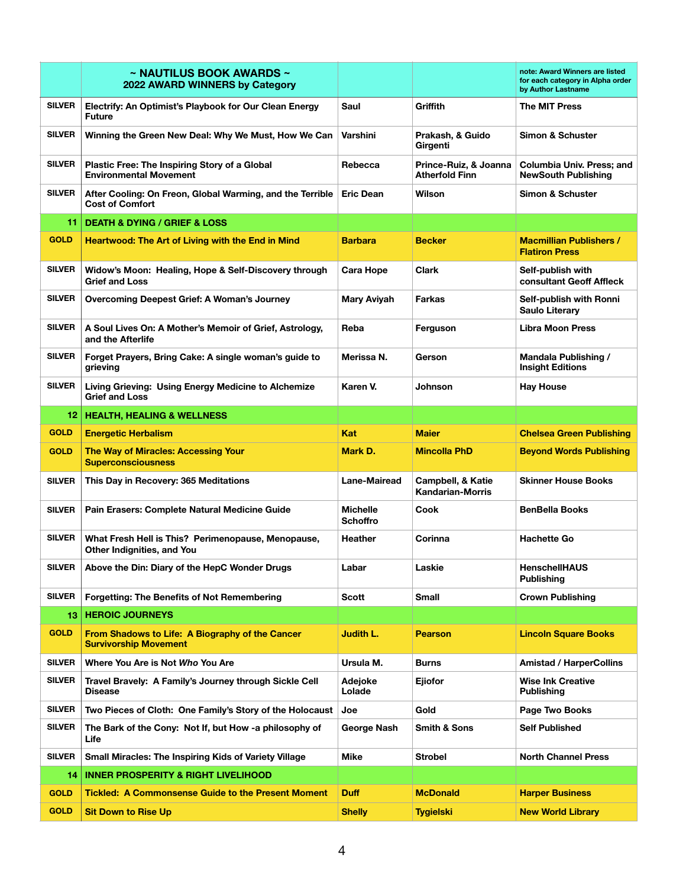| | ~ NAUTILUS BOOK AWARDS ~ 2022 AWARD WINNERS by Category | | | note: Award Winners are listed for each category in Alpha order by Author Lastname |
|---|---|---|---|---|
| SILVER | Electrify: An Optimist's Playbook for Our Clean Energy Future | Saul | Griffith | The MIT Press |
| SILVER | Winning the Green New Deal: Why We Must, How We Can | Varshini | Prakash, & Guido Girgenti | Simon & Schuster |
| SILVER | Plastic Free: The Inspiring Story of a Global Environmental Movement | Rebecca | Prince-Ruiz, & Joanna Atherfold Finn | Columbia Univ. Press; and NewSouth Publishing |
| SILVER | After Cooling: On Freon, Global Warming, and the Terrible Cost of Comfort | Eric Dean | Wilson | Simon & Schuster |
| 11 | DEATH & DYING / GRIEF & LOSS | | | |
| GOLD | Heartwood: The Art of Living with the End in Mind | Barbara | Becker | Macmillian Publishers / Flatiron Press |
| SILVER | Widow's Moon: Healing, Hope & Self-Discovery through Grief and Loss | Cara Hope | Clark | Self-publish with consultant Geoff Affleck |
| SILVER | Overcoming Deepest Grief: A Woman's Journey | Mary Aviyah | Farkas | Self-publish with Ronni Saulo Literary |
| SILVER | A Soul Lives On: A Mother's Memoir of Grief, Astrology, and the Afterlife | Reba | Ferguson | Libra Moon Press |
| SILVER | Forget Prayers, Bring Cake: A single woman's guide to grieving | Merissa N. | Gerson | Mandala Publishing / Insight Editions |
| SILVER | Living Grieving: Using Energy Medicine to Alchemize Grief and Loss | Karen V. | Johnson | Hay House |
| 12 | HEALTH, HEALING & WELLNESS | | | |
| GOLD | Energetic Herbalism | Kat | Maier | Chelsea Green Publishing |
| GOLD | The Way of Miracles: Accessing Your Superconsciousness | Mark D. | Mincolla PhD | Beyond Words Publishing |
| SILVER | This Day in Recovery: 365 Meditations | Lane-Mairead | Campbell, & Katie Kandarian-Morris | Skinner House Books |
| SILVER | Pain Erasers: Complete Natural Medicine Guide | Michelle Schoffro | Cook | BenBella Books |
| SILVER | What Fresh Hell is This? Perimenopause, Menopause, Other Indignities, and You | Heather | Corinna | Hachette Go |
| SILVER | Above the Din: Diary of the HepC Wonder Drugs | Labar | Laskie | HenschellHAUS Publishing |
| SILVER | Forgetting: The Benefits of Not Remembering | Scott | Small | Crown Publishing |
| 13 | HEROIC JOURNEYS | | | |
| GOLD | From Shadows to Life: A Biography of the Cancer Survivorship Movement | Judith L. | Pearson | Lincoln Square Books |
| SILVER | Where You Are is Not *Who* You Are | Ursula M. | Burns | Amistad / HarperCollins |
| SILVER | Travel Bravely: A Family's Journey through Sickle Cell Disease | Adejoke Lolade | Ejiofor | Wise Ink Creative Publishing |
| SILVER | Two Pieces of Cloth: One Family's Story of the Holocaust | Joe | Gold | Page Two Books |
| SILVER | The Bark of the Cony: Not If, but How -a philosophy of Life | George Nash | Smith & Sons | Self Published |
| SILVER | Small Miracles: The Inspiring Kids of Variety Village | Mike | Strobel | North Channel Press |
| 14 | INNER PROSPERITY & RIGHT LIVELIHOOD | | | |
| GOLD | Tickled: A Commonsense Guide to the Present Moment | Duff | McDonald | Harper Business |
| GOLD | Sit Down to Rise Up | Shelly | Tygielski | New World Library |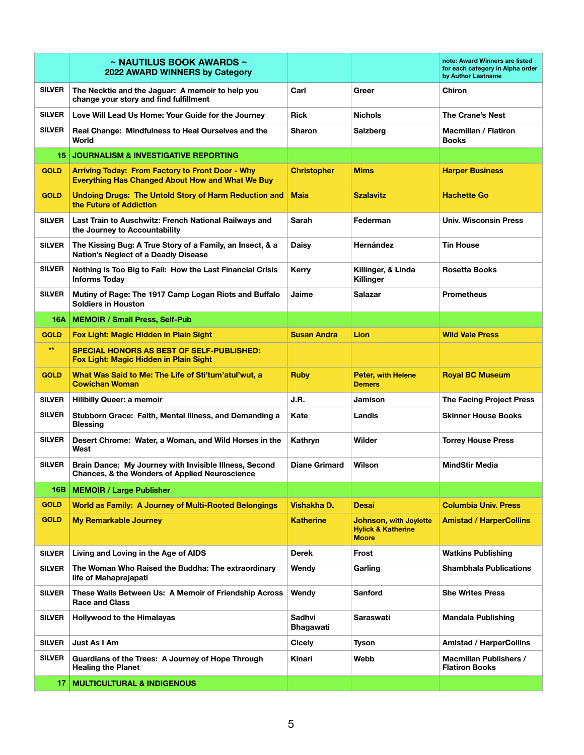|  | ~ NAUTILUS BOOK AWARDS ~ 2022 AWARD WINNERS by Category |  |  | note: Award Winners are listed for each category in Alpha order by Author Lastname |
|---|---|---|---|---|
| SILVER | The Necktie and the Jaguar: A memoir to help you change your story and find fulfillment | Carl | Greer | Chiron |
| SILVER | Love Will Lead Us Home: Your Guide for the Journey | Rick | Nichols | The Crane's Nest |
| SILVER | Real Change: Mindfulness to Heal Ourselves and the World | Sharon | Salzberg | Macmillan / Flatiron Books |
| 15 | JOURNALISM & INVESTIGATIVE REPORTING |  |  |  |
| GOLD | Arriving Today: From Factory to Front Door - Why Everything Has Changed About How and What We Buy | Christopher | Mims | Harper Business |
| GOLD | Undoing Drugs: The Untold Story of Harm Reduction and the Future of Addiction | Maia | Szalavitz | Hachette Go |
| SILVER | Last Train to Auschwitz: French National Railways and the Journey to Accountability | Sarah | Federman | Univ. Wisconsin Press |
| SILVER | The Kissing Bug: A True Story of a Family, an Insect, & a Nation's Neglect of a Deadly Disease | Daisy | Hernández | Tin House |
| SILVER | Nothing is Too Big to Fail: How the Last Financial Crisis Informs Today | Kerry | Killinger, & Linda Killinger | Rosetta Books |
| SILVER | Mutiny of Rage: The 1917 Camp Logan Riots and Buffalo Soldiers in Houston | Jaime | Salazar | Prometheus |
| 16A | MEMOIR / Small Press, Self-Pub |  |  |  |
| GOLD | Fox Light: Magic Hidden in Plain Sight | Susan Andra | Lion | Wild Vale Press |
| ** | SPECIAL HONORS AS BEST OF SELF-PUBLISHED: Fox Light: Magic Hidden in Plain Sight |  |  |  |
| GOLD | What Was Said to Me: The Life of Sti'tum'atul'wut, a Cowichan Woman | Ruby | Peter, with Helene Demers | Royal BC Museum |
| SILVER | Hillbilly Queer: a memoir | J.R. | Jamison | The Facing Project Press |
| SILVER | Stubborn Grace: Faith, Mental Illness, and Demanding a Blessing | Kate | Landis | Skinner House Books |
| SILVER | Desert Chrome: Water, a Woman, and Wild Horses in the West | Kathryn | Wilder | Torrey House Press |
| SILVER | Brain Dance: My Journey with Invisible Illness, Second Chances, & the Wonders of Applied Neuroscience | Diane Grimard | Wilson | MindStir Media |
| 16B | MEMOIR / Large Publisher |  |  |  |
| GOLD | World as Family: A Journey of Multi-Rooted Belongings | Vishakha D. | Desai | Columbia Univ. Press |
| GOLD | My Remarkable Journey | Katherine | Johnson, with Joylette Hylick & Katherine Moore | Amistad / HarperCollins |
| SILVER | Living and Loving in the Age of AIDS | Derek | Frost | Watkins Publishing |
| SILVER | The Woman Who Raised the Buddha: The extraordinary life of Mahaprajapati | Wendy | Garling | Shambhala Publications |
| SILVER | These Walls Between Us: A Memoir of Friendship Across Race and Class | Wendy | Sanford | She Writes Press |
| SILVER | Hollywood to the Himalayas | Sadhvi Bhagawati | Saraswati | Mandala Publishing |
| SILVER | Just As I Am | Cicely | Tyson | Amistad / HarperCollins |
| SILVER | Guardians of the Trees: A Journey of Hope Through Healing the Planet | Kinari | Webb | Macmillan Publishers / Flatiron Books |
| 17 | MULTICULTURAL & INDIGENOUS |  |  |  |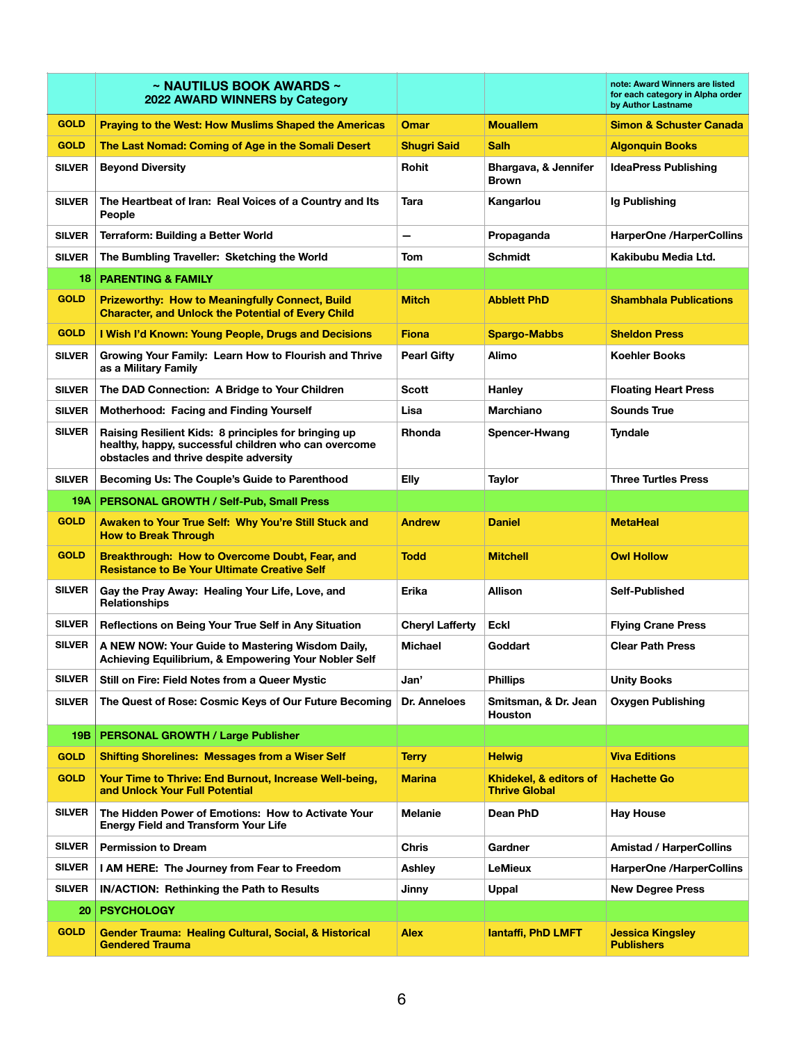| | ~ NAUTILUS BOOK AWARDS ~<br>2022 AWARD WINNERS by Category | | | note: Award Winners are listed for each category in Alpha order by Author Lastname |
|---|---|---|---|---|
| GOLD | Praying to the West: How Muslims Shaped the Americas | Omar | Mouallem | Simon & Schuster Canada |
| GOLD | The Last Nomad: Coming of Age in the Somali Desert | Shugri Said | Salh | Algonquin Books |
| SILVER | Beyond Diversity | Rohit | Bhargava, & Jennifer Brown | IdeaPress Publishing |
| SILVER | The Heartbeat of Iran: Real Voices of a Country and Its People | Tara | Kangarlou | Ig Publishing |
| SILVER | Terraform: Building a Better World | — | Propaganda | HarperOne /HarperCollins |
| SILVER | The Bumbling Traveller: Sketching the World | Tom | Schmidt | Kakibubu Media Ltd. |
| 18 | PARENTING & FAMILY | | | |
| GOLD | Prizeworthy: How to Meaningfully Connect, Build Character, and Unlock the Potential of Every Child | Mitch | Abblett PhD | Shambhala Publications |
| GOLD | I Wish I'd Known: Young People, Drugs and Decisions | Fiona | Spargo-Mabbs | Sheldon Press |
| SILVER | Growing Your Family: Learn How to Flourish and Thrive as a Military Family | Pearl Gifty | Alimo | Koehler Books |
| SILVER | The DAD Connection: A Bridge to Your Children | Scott | Hanley | Floating Heart Press |
| SILVER | Motherhood: Facing and Finding Yourself | Lisa | Marchiano | Sounds True |
| SILVER | Raising Resilient Kids: 8 principles for bringing up healthy, happy, successful children who can overcome obstacles and thrive despite adversity | Rhonda | Spencer-Hwang | Tyndale |
| SILVER | Becoming Us: The Couple's Guide to Parenthood | Elly | Taylor | Three Turtles Press |
| 19A | PERSONAL GROWTH / Self-Pub, Small Press | | | |
| GOLD | Awaken to Your True Self: Why You're Still Stuck and How to Break Through | Andrew | Daniel | MetaHeal |
| GOLD | Breakthrough: How to Overcome Doubt, Fear, and Resistance to Be Your Ultimate Creative Self | Todd | Mitchell | Owl Hollow |
| SILVER | Gay the Pray Away: Healing Your Life, Love, and Relationships | Erika | Allison | Self-Published |
| SILVER | Reflections on Being Your True Self in Any Situation | Cheryl Lafferty | Eckl | Flying Crane Press |
| SILVER | A NEW NOW: Your Guide to Mastering Wisdom Daily, Achieving Equilibrium, & Empowering Your Nobler Self | Michael | Goddart | Clear Path Press |
| SILVER | Still on Fire: Field Notes from a Queer Mystic | Jan' | Phillips | Unity Books |
| SILVER | The Quest of Rose: Cosmic Keys of Our Future Becoming | Dr. Anneloes | Smitsman, & Dr. Jean Houston | Oxygen Publishing |
| 19B | PERSONAL GROWTH / Large Publisher | | | |
| GOLD | Shifting Shorelines: Messages from a Wiser Self | Terry | Helwig | Viva Editions |
| GOLD | Your Time to Thrive: End Burnout, Increase Well-being, and Unlock Your Full Potential | Marina | Khidekel, & editors of Thrive Global | Hachette Go |
| SILVER | The Hidden Power of Emotions: How to Activate Your Energy Field and Transform Your Life | Melanie | Dean PhD | Hay House |
| SILVER | Permission to Dream | Chris | Gardner | Amistad / HarperCollins |
| SILVER | I AM HERE: The Journey from Fear to Freedom | Ashley | LeMieux | HarperOne /HarperCollins |
| SILVER | IN/ACTION: Rethinking the Path to Results | Jinny | Uppal | New Degree Press |
| 20 | PSYCHOLOGY | | | |
| GOLD | Gender Trauma: Healing Cultural, Social, & Historical Gendered Trauma | Alex | Iantaffi, PhD LMFT | Jessica Kingsley Publishers |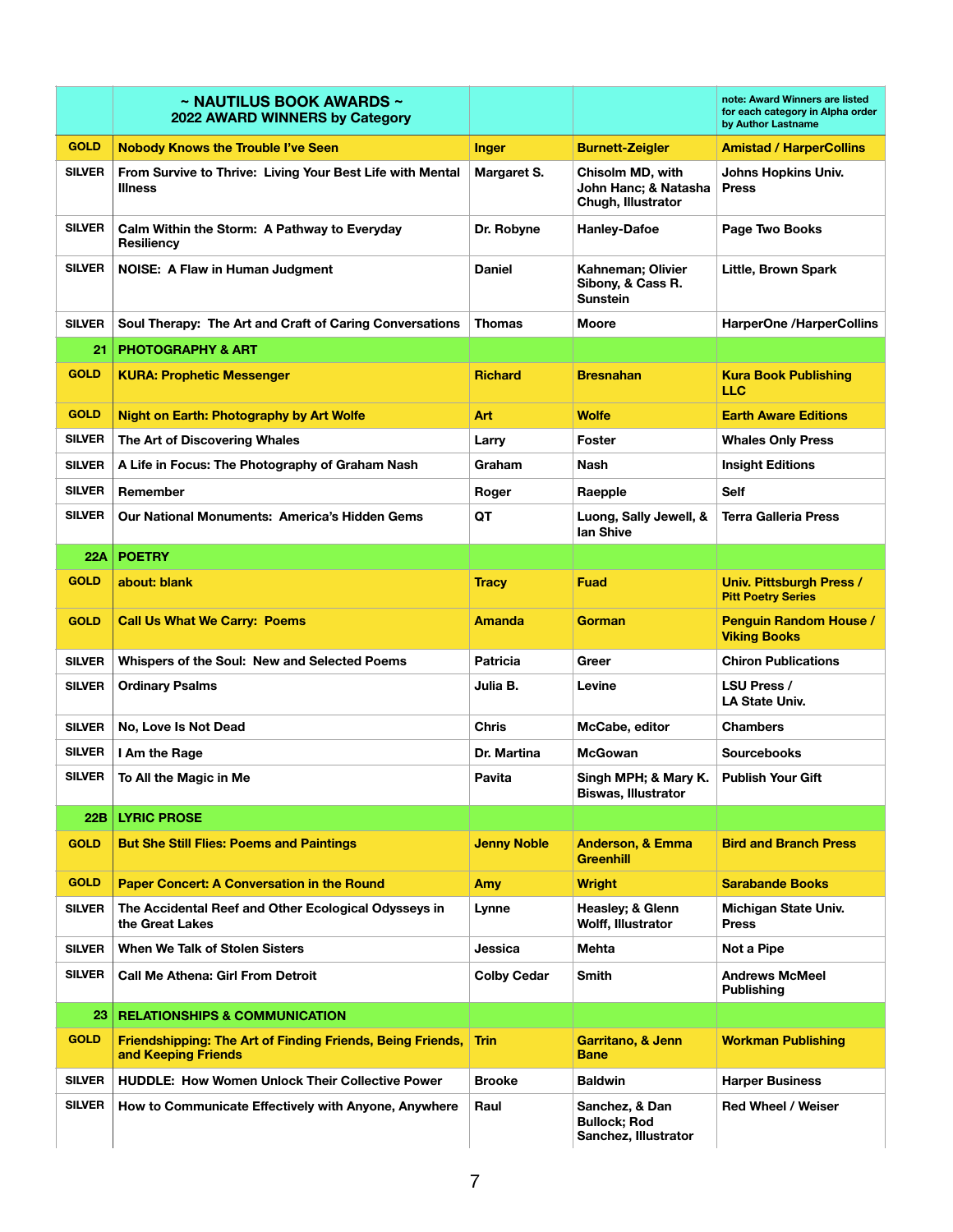| | ~ NAUTILUS BOOK AWARDS ~ 2022 AWARD WINNERS by Category | | | note: Award Winners are listed for each category in Alpha order by Author Lastname |
|---|---|---|---|---|
| GOLD | Nobody Knows the Trouble I've Seen | Inger | Burnett-Zeigler | Amistad / HarperCollins |
| SILVER | From Survive to Thrive: Living Your Best Life with Mental Illness | Margaret S. | Chisolm MD, with John Hanc; & Natasha Chugh, Illustrator | Johns Hopkins Univ. Press |
| SILVER | Calm Within the Storm: A Pathway to Everyday Resiliency | Dr. Robyne | Hanley-Dafoe | Page Two Books |
| SILVER | NOISE: A Flaw in Human Judgment | Daniel | Kahneman; Olivier Sibony, & Cass R. Sunstein | Little, Brown Spark |
| SILVER | Soul Therapy: The Art and Craft of Caring Conversations | Thomas | Moore | HarperOne /HarperCollins |
| 21 | PHOTOGRAPHY & ART | | | |
| GOLD | KURA: Prophetic Messenger | Richard | Bresnahan | Kura Book Publishing LLC |
| GOLD | Night on Earth: Photography by Art Wolfe | Art | Wolfe | Earth Aware Editions |
| SILVER | The Art of Discovering Whales | Larry | Foster | Whales Only Press |
| SILVER | A Life in Focus: The Photography of Graham Nash | Graham | Nash | Insight Editions |
| SILVER | Remember | Roger | Raepple | Self |
| SILVER | Our National Monuments: America's Hidden Gems | QT | Luong, Sally Jewell, & Ian Shive | Terra Galleria Press |
| 22A | POETRY | | | |
| GOLD | about: blank | Tracy | Fuad | Univ. Pittsburgh Press / Pitt Poetry Series |
| GOLD | Call Us What We Carry: Poems | Amanda | Gorman | Penguin Random House / Viking Books |
| SILVER | Whispers of the Soul: New and Selected Poems | Patricia | Greer | Chiron Publications |
| SILVER | Ordinary Psalms | Julia B. | Levine | LSU Press / LA State Univ. |
| SILVER | No, Love Is Not Dead | Chris | McCabe, editor | Chambers |
| SILVER | I Am the Rage | Dr. Martina | McGowan | Sourcebooks |
| SILVER | To All the Magic in Me | Pavita | Singh MPH; & Mary K. Biswas, Illustrator | Publish Your Gift |
| 22B | LYRIC PROSE | | | |
| GOLD | But She Still Flies: Poems and Paintings | Jenny Noble | Anderson, & Emma Greenhill | Bird and Branch Press |
| GOLD | Paper Concert: A Conversation in the Round | Amy | Wright | Sarabande Books |
| SILVER | The Accidental Reef and Other Ecological Odysseys in the Great Lakes | Lynne | Heasley; & Glenn Wolff, Illustrator | Michigan State Univ. Press |
| SILVER | When We Talk of Stolen Sisters | Jessica | Mehta | Not a Pipe |
| SILVER | Call Me Athena: Girl From Detroit | Colby Cedar | Smith | Andrews McMeel Publishing |
| 23 | RELATIONSHIPS & COMMUNICATION | | | |
| GOLD | Friendshipping: The Art of Finding Friends, Being Friends, and Keeping Friends | Trin | Garritano, & Jenn Bane | Workman Publishing |
| SILVER | HUDDLE: How Women Unlock Their Collective Power | Brooke | Baldwin | Harper Business |
| SILVER | How to Communicate Effectively with Anyone, Anywhere | Raul | Sanchez, & Dan Bullock; Rod Sanchez, Illustrator | Red Wheel / Weiser |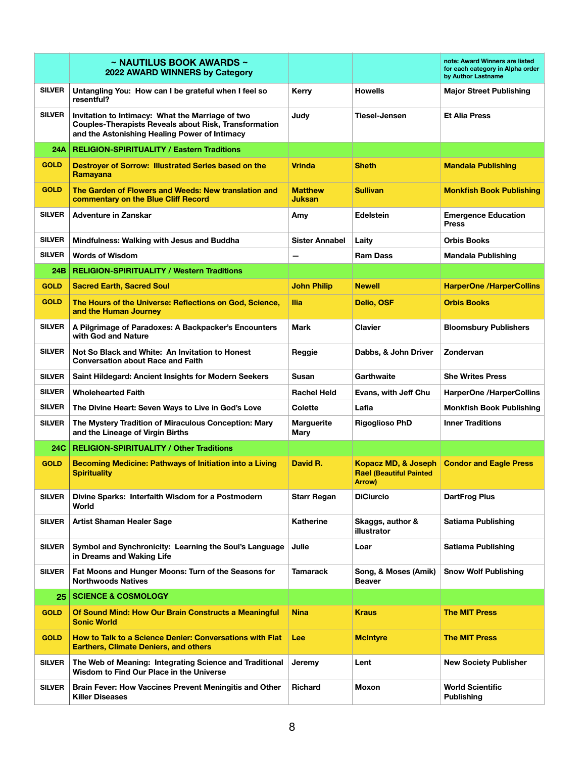| | ~ NAUTILUS BOOK AWARDS ~ 2022 AWARD WINNERS by Category | | | note: Award Winners are listed for each category in Alpha order by Author Lastname |
|---|---|---|---|---|
| SILVER | Untangling You: How can I be grateful when I feel so resentful? | Kerry | Howells | Major Street Publishing |
| SILVER | Invitation to Intimacy: What the Marriage of two Couples-Therapists Reveals about Risk, Transformation and the Astonishing Healing Power of Intimacy | Judy | Tiesel-Jensen | Et Alia Press |
| 24A | RELIGION-SPIRITUALITY / Eastern Traditions | | | |
| GOLD | Destroyer of Sorrow: Illustrated Series based on the Ramayana | Vrinda | Sheth | Mandala Publishing |
| GOLD | The Garden of Flowers and Weeds: New translation and commentary on the Blue Cliff Record | Matthew Juksan | Sullivan | Monkfish Book Publishing |
| SILVER | Adventure in Zanskar | Amy | Edelstein | Emergence Education Press |
| SILVER | Mindfulness: Walking with Jesus and Buddha | Sister Annabel | Laity | Orbis Books |
| SILVER | Words of Wisdom | — | Ram Dass | Mandala Publishing |
| 24B | RELIGION-SPIRITUALITY / Western Traditions | | | |
| GOLD | Sacred Earth, Sacred Soul | John Philip | Newell | HarperOne /HarperCollins |
| GOLD | The Hours of the Universe: Reflections on God, Science, and the Human Journey | Ilia | Delio, OSF | Orbis Books |
| SILVER | A Pilgrimage of Paradoxes: A Backpacker's Encounters with God and Nature | Mark | Clavier | Bloomsbury Publishers |
| SILVER | Not So Black and White: An Invitation to Honest Conversation about Race and Faith | Reggie | Dabbs, & John Driver | Zondervan |
| SILVER | Saint Hildegard: Ancient Insights for Modern Seekers | Susan | Garthwaite | She Writes Press |
| SILVER | Wholehearted Faith | Rachel Held | Evans, with Jeff Chu | HarperOne /HarperCollins |
| SILVER | The Divine Heart: Seven Ways to Live in God's Love | Colette | Lafia | Monkfish Book Publishing |
| SILVER | The Mystery Tradition of Miraculous Conception: Mary and the Lineage of Virgin Births | Marguerite Mary | Rigoglioso PhD | Inner Traditions |
| 24C | RELIGION-SPIRITUALITY / Other Traditions | | | |
| GOLD | Becoming Medicine: Pathways of Initiation into a Living Spirituality | David R. | Kopacz MD, & Joseph Rael (Beautiful Painted Arrow) | Condor and Eagle Press |
| SILVER | Divine Sparks: Interfaith Wisdom for a Postmodern World | Starr Regan | DiCiurcio | DartFrog Plus |
| SILVER | Artist Shaman Healer Sage | Katherine | Skaggs, author & illustrator | Satiama Publishing |
| SILVER | Symbol and Synchronicity: Learning the Soul's Language in Dreams and Waking Life | Julie | Loar | Satiama Publishing |
| SILVER | Fat Moons and Hunger Moons: Turn of the Seasons for Northwoods Natives | Tamarack | Song, & Moses (Amik) Beaver | Snow Wolf Publishing |
| 25 | SCIENCE & COSMOLOGY | | | |
| GOLD | Of Sound Mind: How Our Brain Constructs a Meaningful Sonic World | Nina | Kraus | The MIT Press |
| GOLD | How to Talk to a Science Denier: Conversations with Flat Earthers, Climate Deniers, and others | Lee | McIntyre | The MIT Press |
| SILVER | The Web of Meaning: Integrating Science and Traditional Wisdom to Find Our Place in the Universe | Jeremy | Lent | New Society Publisher |
| SILVER | Brain Fever: How Vaccines Prevent Meningitis and Other Killer Diseases | Richard | Moxon | World Scientific Publishing |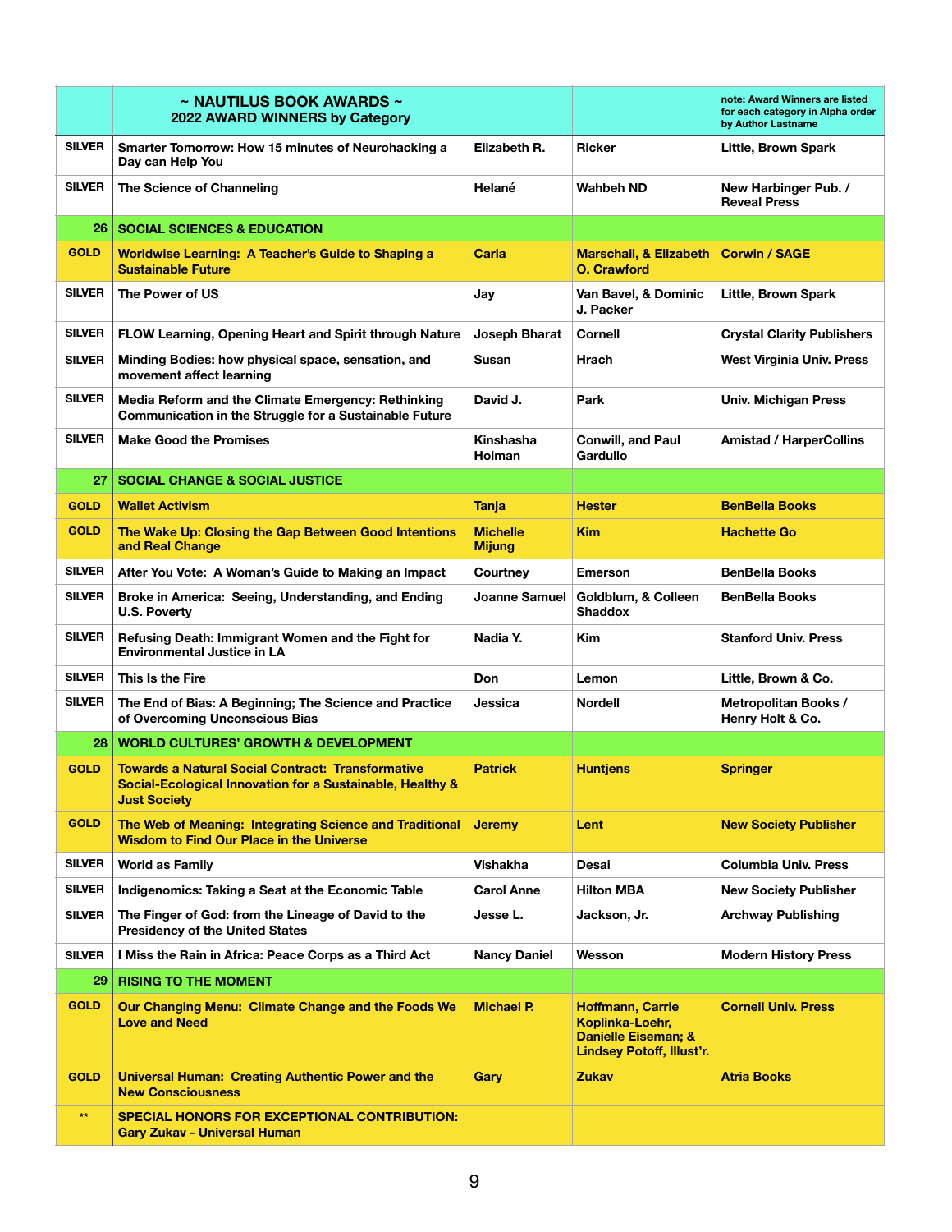| | ~ NAUTILUS BOOK AWARDS ~ 2022 AWARD WINNERS by Category | | | note: Award Winners are listed for each category in Alpha order by Author Lastname |
|---|---|---|---|---|
| SILVER | Smarter Tomorrow: How 15 minutes of Neurohacking a Day can Help You | Elizabeth R. | Ricker | Little, Brown Spark |
| SILVER | The Science of Channeling | Helané | Wahbeh ND | New Harbinger Pub. / Reveal Press |
| 26 | SOCIAL SCIENCES & EDUCATION | | | |
| GOLD | Worldwise Learning: A Teacher's Guide to Shaping a Sustainable Future | Carla | Marschall, & Elizabeth O. Crawford | Corwin / SAGE |
| SILVER | The Power of US | Jay | Van Bavel, & Dominic J. Packer | Little, Brown Spark |
| SILVER | FLOW Learning, Opening Heart and Spirit through Nature | Joseph Bharat | Cornell | Crystal Clarity Publishers |
| SILVER | Minding Bodies: how physical space, sensation, and movement affect learning | Susan | Hrach | West Virginia Univ. Press |
| SILVER | Media Reform and the Climate Emergency: Rethinking Communication in the Struggle for a Sustainable Future | David J. | Park | Univ. Michigan Press |
| SILVER | Make Good the Promises | Kinshasha Holman | Conwill, and Paul Gardullo | Amistad / HarperCollins |
| 27 | SOCIAL CHANGE & SOCIAL JUSTICE | | | |
| GOLD | Wallet Activism | Tanja | Hester | BenBella Books |
| GOLD | The Wake Up: Closing the Gap Between Good Intentions and Real Change | Michelle Mijung | Kim | Hachette Go |
| SILVER | After You Vote: A Woman's Guide to Making an Impact | Courtney | Emerson | BenBella Books |
| SILVER | Broke in America: Seeing, Understanding, and Ending U.S. Poverty | Joanne Samuel | Goldblum, & Colleen Shaddox | BenBella Books |
| SILVER | Refusing Death: Immigrant Women and the Fight for Environmental Justice in LA | Nadia Y. | Kim | Stanford Univ. Press |
| SILVER | This Is the Fire | Don | Lemon | Little, Brown & Co. |
| SILVER | The End of Bias: A Beginning; The Science and Practice of Overcoming Unconscious Bias | Jessica | Nordell | Metropolitan Books / Henry Holt & Co. |
| 28 | WORLD CULTURES' GROWTH & DEVELOPMENT | | | |
| GOLD | Towards a Natural Social Contract: Transformative Social-Ecological Innovation for a Sustainable, Healthy & Just Society | Patrick | Huntjens | Springer |
| GOLD | The Web of Meaning: Integrating Science and Traditional Wisdom to Find Our Place in the Universe | Jeremy | Lent | New Society Publisher |
| SILVER | World as Family | Vishakha | Desai | Columbia Univ. Press |
| SILVER | Indigenomics: Taking a Seat at the Economic Table | Carol Anne | Hilton MBA | New Society Publisher |
| SILVER | The Finger of God: from the Lineage of David to the Presidency of the United States | Jesse L. | Jackson, Jr. | Archway Publishing |
| SILVER | I Miss the Rain in Africa: Peace Corps as a Third Act | Nancy Daniel | Wesson | Modern History Press |
| 29 | RISING TO THE MOMENT | | | |
| GOLD | Our Changing Menu: Climate Change and the Foods We Love and Need | Michael P. | Hoffmann, Carrie Koplinka-Loehr, Danielle Eiseman; & Lindsey Potoff, Illust'r. | Cornell Univ. Press |
| GOLD | Universal Human: Creating Authentic Power and the New Consciousness | Gary | Zukav | Atria Books |
| ** | SPECIAL HONORS FOR EXCEPTIONAL CONTRIBUTION: Gary Zukav - Universal Human | | | |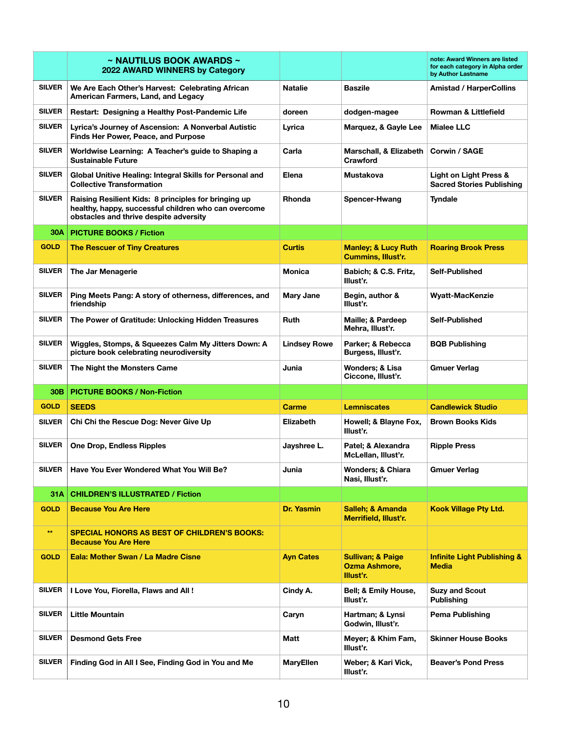|  | ~ NAUTILUS BOOK AWARDS ~ 2022 AWARD WINNERS by Category |  |  | note: Award Winners are listed for each category in Alpha order by Author Lastname |
|---|---|---|---|---|
| SILVER | We Are Each Other's Harvest: Celebrating African American Farmers, Land, and Legacy | Natalie | Baszile | Amistad / HarperCollins |
| SILVER | Restart: Designing a Healthy Post-Pandemic Life | doreen | dodgen-magee | Rowman & Littlefield |
| SILVER | Lyrica's Journey of Ascension: A Nonverbal Autistic Finds Her Power, Peace, and Purpose | Lyrica | Marquez, & Gayle Lee | Mialee LLC |
| SILVER | Worldwise Learning: A Teacher's guide to Shaping a Sustainable Future | Carla | Marschall, & Elizabeth Crawford | Corwin / SAGE |
| SILVER | Global Unitive Healing: Integral Skills for Personal and Collective Transformation | Elena | Mustakova | Light on Light Press & Sacred Stories Publishing |
| SILVER | Raising Resilient Kids: 8 principles for bringing up healthy, happy, successful children who can overcome obstacles and thrive despite adversity | Rhonda | Spencer-Hwang | Tyndale |
| 30A | PICTURE BOOKS / Fiction |  |  |  |
| GOLD | The Rescuer of Tiny Creatures | Curtis | Manley; & Lucy Ruth Cummins, Illust'r. | Roaring Brook Press |
| SILVER | The Jar Menagerie | Monica | Babich; & C.S. Fritz, Illust'r. | Self-Published |
| SILVER | Ping Meets Pang: A story of otherness, differences, and friendship | Mary Jane | Begin, author & Illust'r. | Wyatt-MacKenzie |
| SILVER | The Power of Gratitude: Unlocking Hidden Treasures | Ruth | Maille; & Pardeep Mehra, Illust'r. | Self-Published |
| SILVER | Wiggles, Stomps, & Squeezes Calm My Jitters Down: A picture book celebrating neurodiversity | Lindsey Rowe | Parker; & Rebecca Burgess, Illust'r. | BQB Publishing |
| SILVER | The Night the Monsters Came | Junia | Wonders; & Lisa Ciccone, Illust'r. | Gmuer Verlag |
| 30B | PICTURE BOOKS / Non-Fiction |  |  |  |
| GOLD | SEEDS | Carme | Lemniscates | Candlewick Studio |
| SILVER | Chi Chi the Rescue Dog: Never Give Up | Elizabeth | Howell; & Blayne Fox, Illust'r. | Brown Books Kids |
| SILVER | One Drop, Endless Ripples | Jayshree L. | Patel; & Alexandra McLellan, Illust'r. | Ripple Press |
| SILVER | Have You Ever Wondered What You Will Be? | Junia | Wonders; & Chiara Nasi, Illust'r. | Gmuer Verlag |
| 31A | CHILDREN'S ILLUSTRATED / Fiction |  |  |  |
| GOLD | Because You Are Here | Dr. Yasmin | Salleh; & Amanda Merrifield, Illust'r. | Kook Village Pty Ltd. |
| ** | SPECIAL HONORS AS BEST OF CHILDREN'S BOOKS: Because You Are Here |  |  |  |
| GOLD | Eala: Mother Swan / La Madre Cisne | Ayn Cates | Sullivan; & Paige Ozma Ashmore, Illust'r. | Infinite Light Publishing & Media |
| SILVER | I Love You, Fiorella, Flaws and All ! | Cindy A. | Bell; & Emily House, Illust'r. | Suzy and Scout Publishing |
| SILVER | Little Mountain | Caryn | Hartman; & Lynsi Godwin, Illust'r. | Pema Publishing |
| SILVER | Desmond Gets Free | Matt | Meyer; & Khim Fam, Illust'r. | Skinner House Books |
| SILVER | Finding God in All I See, Finding God in You and Me | MaryEllen | Weber; & Kari Vick, Illust'r. | Beaver's Pond Press |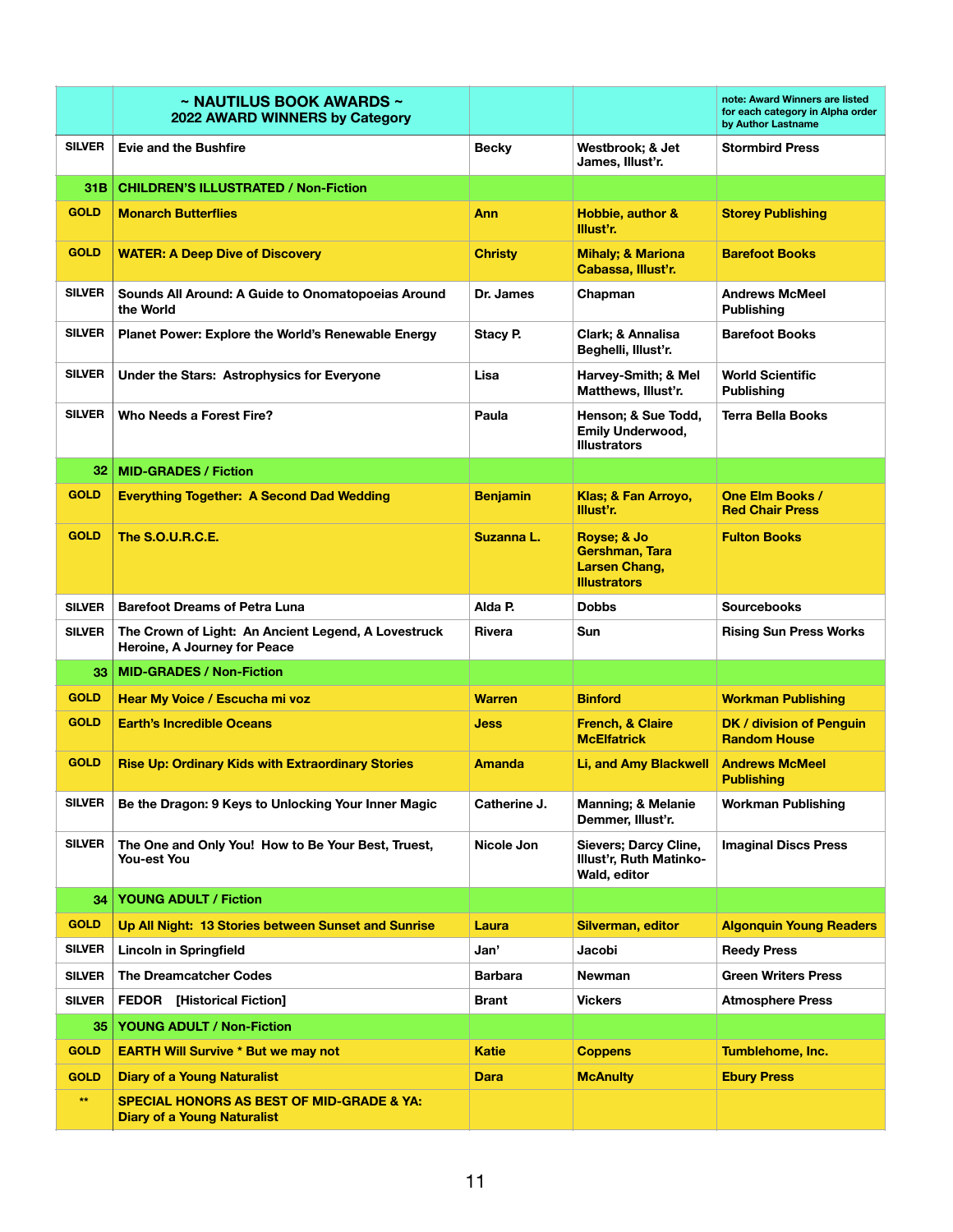| | ~ NAUTILUS BOOK AWARDS ~ 2022 AWARD WINNERS by Category | | | note: Award Winners are listed for each category in Alpha order by Author Lastname |
|---|---|---|---|---|
| SILVER | Evie and the Bushfire | Becky | Westbrook; & Jet James, Illust'r. | Stormbird Press |
| 31B | CHILDREN'S ILLUSTRATED / Non-Fiction | | | |
| GOLD | Monarch Butterflies | Ann | Hobbie, author & Illust'r. | Storey Publishing |
| GOLD | WATER: A Deep Dive of Discovery | Christy | Mihaly; & Mariona Cabassa, Illust'r. | Barefoot Books |
| SILVER | Sounds All Around: A Guide to Onomatopoeias Around the World | Dr. James | Chapman | Andrews McMeel Publishing |
| SILVER | Planet Power: Explore the World's Renewable Energy | Stacy P. | Clark; & Annalisa Beghelli, Illust'r. | Barefoot Books |
| SILVER | Under the Stars: Astrophysics for Everyone | Lisa | Harvey-Smith; & Mel Matthews, Illust'r. | World Scientific Publishing |
| SILVER | Who Needs a Forest Fire? | Paula | Henson; & Sue Todd, Emily Underwood, Illustrators | Terra Bella Books |
| 32 | MID-GRADES / Fiction | | | |
| GOLD | Everything Together: A Second Dad Wedding | Benjamin | Klas; & Fan Arroyo, Illust'r. | One Elm Books / Red Chair Press |
| GOLD | The S.O.U.R.C.E. | Suzanna L. | Royse; & Jo Gershman, Tara Larsen Chang, Illustrators | Fulton Books |
| SILVER | Barefoot Dreams of Petra Luna | Alda P. | Dobbs | Sourcebooks |
| SILVER | The Crown of Light: An Ancient Legend, A Lovestruck Heroine, A Journey for Peace | Rivera | Sun | Rising Sun Press Works |
| 33 | MID-GRADES / Non-Fiction | | | |
| GOLD | Hear My Voice / Escucha mi voz | Warren | Binford | Workman Publishing |
| GOLD | Earth's Incredible Oceans | Jess | French, & Claire McElfatrick | DK / division of Penguin Random House |
| GOLD | Rise Up: Ordinary Kids with Extraordinary Stories | Amanda | Li, and Amy Blackwell | Andrews McMeel Publishing |
| SILVER | Be the Dragon: 9 Keys to Unlocking Your Inner Magic | Catherine J. | Manning; & Melanie Demmer, Illust'r. | Workman Publishing |
| SILVER | The One and Only You! How to Be Your Best, Truest, You-est You | Nicole Jon | Sievers; Darcy Cline, Illust'r, Ruth Matinko-Wald, editor | Imaginal Discs Press |
| 34 | YOUNG ADULT / Fiction | | | |
| GOLD | Up All Night: 13 Stories between Sunset and Sunrise | Laura | Silverman, editor | Algonquin Young Readers |
| SILVER | Lincoln in Springfield | Jan' | Jacobi | Reedy Press |
| SILVER | The Dreamcatcher Codes | Barbara | Newman | Green Writers Press |
| SILVER | FEDOR [Historical Fiction] | Brant | Vickers | Atmosphere Press |
| 35 | YOUNG ADULT / Non-Fiction | | | |
| GOLD | EARTH Will Survive * But we may not | Katie | Coppens | Tumblehome, Inc. |
| GOLD | Diary of a Young Naturalist | Dara | McAnulty | Ebury Press |
| ** | SPECIAL HONORS AS BEST OF MID-GRADE & YA: Diary of a Young Naturalist | | | |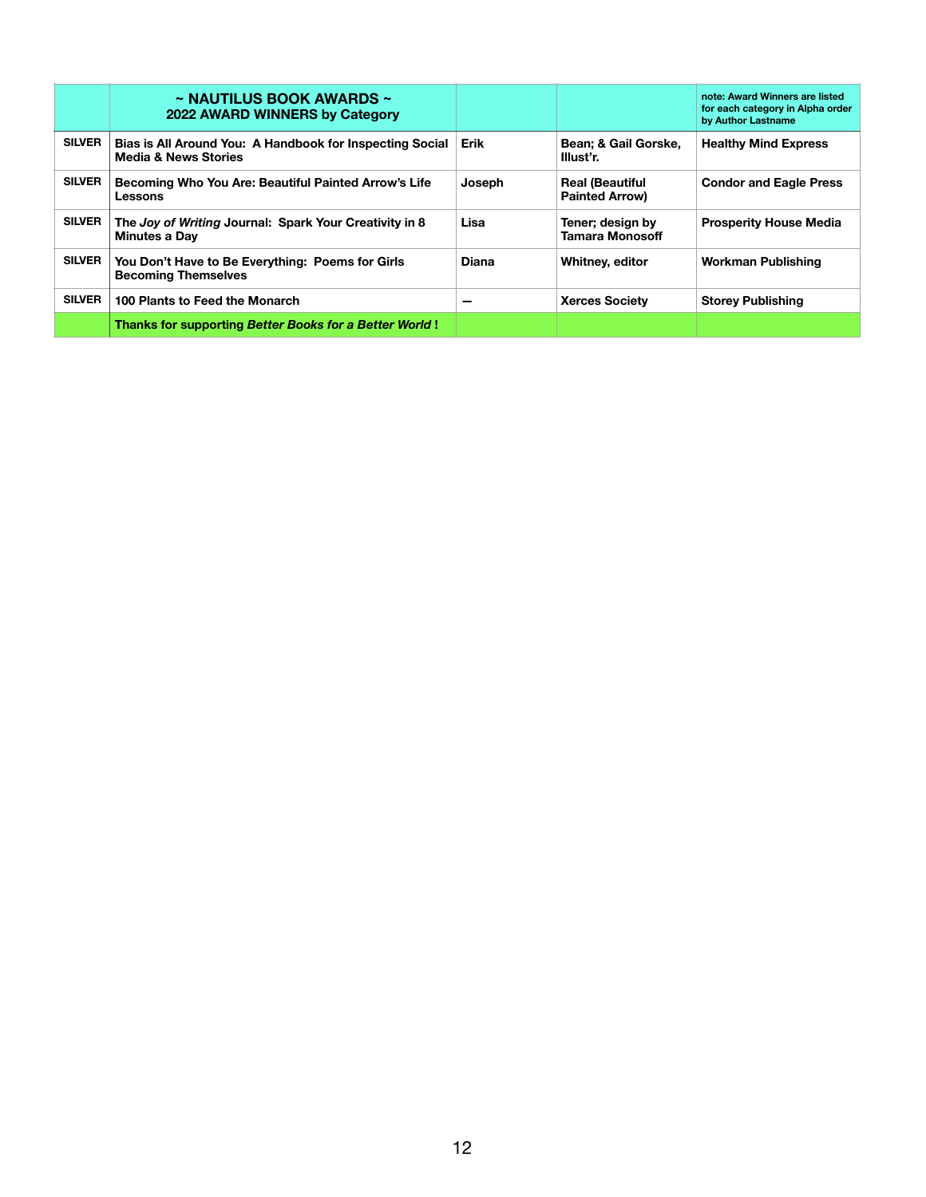| | ~ NAUTILUS BOOK AWARDS ~<br>2022 AWARD WINNERS by Category | | | note: Award Winners are listed for each category in Alpha order by Author Lastname |
|---|---|---|---|---|
| SILVER | Bias is All Around You: A Handbook for Inspecting Social Media & News Stories | Erik | Bean; & Gail Gorske, Illust'r. | Healthy Mind Express |
| SILVER | Becoming Who You Are: Beautiful Painted Arrow's Life Lessons | Joseph | Real (Beautiful Painted Arrow) | Condor and Eagle Press |
| SILVER | The *Joy of Writing* Journal: Spark Your Creativity in 8 Minutes a Day | Lisa | Tener; design by Tamara Monosoff | Prosperity House Media |
| SILVER | You Don't Have to Be Everything: Poems for Girls Becoming Themselves | Diana | Whitney, editor | Workman Publishing |
| SILVER | 100 Plants to Feed the Monarch | — | Xerces Society | Storey Publishing |
| | Thanks for supporting *Better Books for a Better World* ! | | | |